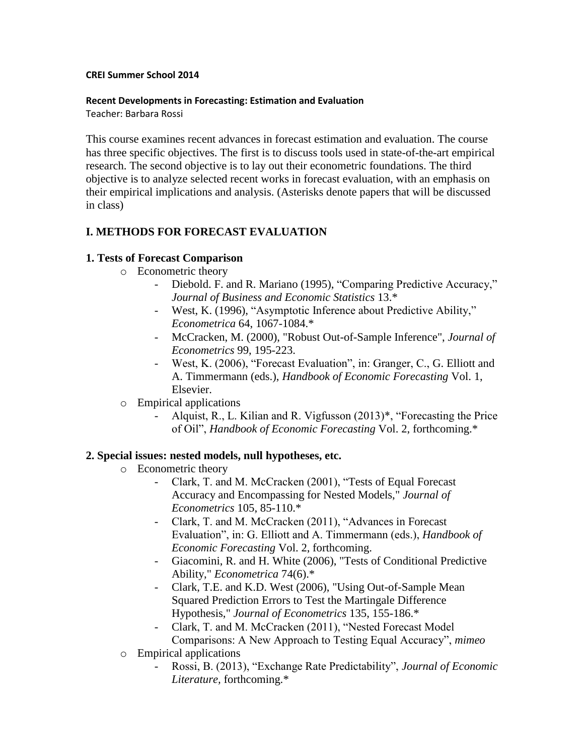**CREI Summer School 2014**

**Recent Developments in Forecasting: Estimation and Evaluation**

Teacher: Barbara Rossi

This course examines recent advances in forecast estimation and evaluation. The course has three specific objectives. The first is to discuss tools used in state-of-the-art empirical research. The second objective is to lay out their econometric foundations. The third objective is to analyze selected recent works in forecast evaluation, with an emphasis on their empirical implications and analysis. (Asterisks denote papers that will be discussed in class)

## I. METHODS FOR FORECAST EVALUATION

### 1. Tests of Forecast Comparison

- Econometric theory
  - Diebold. F. and R. Mariano (1995), "Comparing Predictive Accuracy," *Journal of Business and Economic Statistics* 13.*
  - West, K. (1996), "Asymptotic Inference about Predictive Ability," *Econometrica* 64, 1067-1084.*
  - McCracken, M. (2000), "Robust Out-of-Sample Inference", *Journal of Econometrics* 99, 195-223.
  - West, K. (2006), "Forecast Evaluation", in: Granger, C., G. Elliott and A. Timmermann (eds.), *Handbook of Economic Forecasting* Vol. 1, Elsevier.
- Empirical applications
  - Alquist, R., L. Kilian and R. Vigfusson (2013)*, "Forecasting the Price of Oil", *Handbook of Economic Forecasting* Vol. 2, forthcoming.*

### 2. Special issues: nested models, null hypotheses, etc.

- Econometric theory
  - Clark, T. and M. McCracken (2001), "Tests of Equal Forecast Accuracy and Encompassing for Nested Models," *Journal of Econometrics* 105, 85-110.*
  - Clark, T. and M. McCracken (2011), "Advances in Forecast Evaluation", in: G. Elliott and A. Timmermann (eds.), *Handbook of Economic Forecasting* Vol. 2, forthcoming.
  - Giacomini, R. and H. White (2006), "Tests of Conditional Predictive Ability," *Econometrica* 74(6).*
  - Clark, T.E. and K.D. West (2006), "Using Out-of-Sample Mean Squared Prediction Errors to Test the Martingale Difference Hypothesis," *Journal of Econometrics* 135, 155-186.*
  - Clark, T. and M. McCracken (2011), "Nested Forecast Model Comparisons: A New Approach to Testing Equal Accuracy", *mimeo*
- Empirical applications
  - Rossi, B. (2013), "Exchange Rate Predictability", *Journal of Economic Literature*, forthcoming.*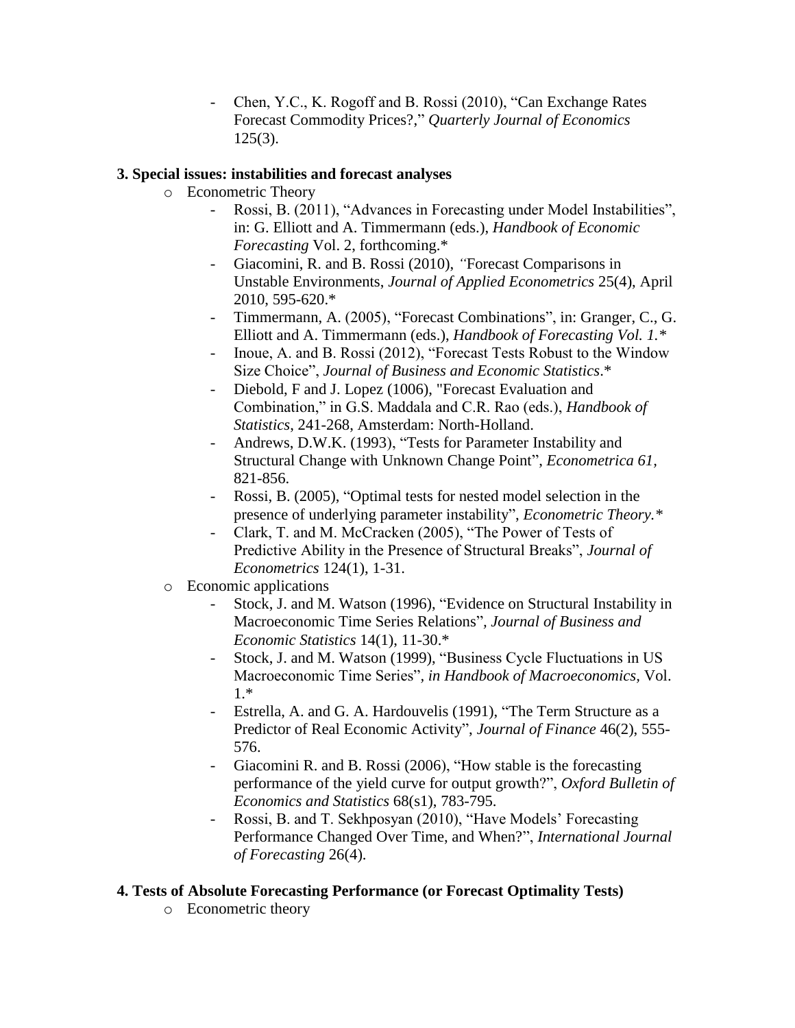- Chen, Y.C., K. Rogoff and B. Rossi (2010), "Can Exchange Rates Forecast Commodity Prices?," *Quarterly Journal of Economics* 125(3).

**3. Special issues: instabilities and forecast analyses**

- Econometric Theory
  - Rossi, B. (2011), "Advances in Forecasting under Model Instabilities", in: G. Elliott and A. Timmermann (eds.), *Handbook of Economic Forecasting* Vol. 2, forthcoming.*
  - Giacomini, R. and B. Rossi (2010), *"*Forecast Comparisons in Unstable Environments, *Journal of Applied Econometrics* 25(4), April 2010, 595-620.*
  - Timmermann, A. (2005), "Forecast Combinations", in: Granger, C., G. Elliott and A. Timmermann (eds.), *Handbook of Forecasting Vol. 1.**
  - Inoue, A. and B. Rossi (2012), "Forecast Tests Robust to the Window Size Choice", *Journal of Business and Economic Statistics*.*
  - Diebold, F and J. Lopez (1006), "Forecast Evaluation and Combination," in G.S. Maddala and C.R. Rao (eds.), *Handbook of Statistics*, 241-268, Amsterdam: North-Holland.
  - Andrews, D.W.K. (1993), "Tests for Parameter Instability and Structural Change with Unknown Change Point", *Econometrica 61,* 821-856.
  - Rossi, B. (2005), "Optimal tests for nested model selection in the presence of underlying parameter instability", *Econometric Theory.**
  - Clark, T. and M. McCracken (2005), "The Power of Tests of Predictive Ability in the Presence of Structural Breaks", *Journal of Econometrics* 124(1), 1-31.
- Economic applications
  - Stock, J. and M. Watson (1996), "Evidence on Structural Instability in Macroeconomic Time Series Relations", *Journal of Business and Economic Statistics* 14(1), 11-30.*
  - Stock, J. and M. Watson (1999), "Business Cycle Fluctuations in US Macroeconomic Time Series", *in Handbook of Macroeconomics*, Vol. 1.*
  - Estrella, A. and G. A. Hardouvelis (1991), "The Term Structure as a Predictor of Real Economic Activity", *Journal of Finance* 46(2), 555-576.
  - Giacomini R. and B. Rossi (2006), "How stable is the forecasting performance of the yield curve for output growth?", *Oxford Bulletin of Economics and Statistics* 68(s1), 783-795.
  - Rossi, B. and T. Sekhposyan (2010), "Have Models' Forecasting Performance Changed Over Time, and When?", *International Journal of Forecasting* 26(4).

**4. Tests of Absolute Forecasting Performance (or Forecast Optimality Tests)**

- Econometric theory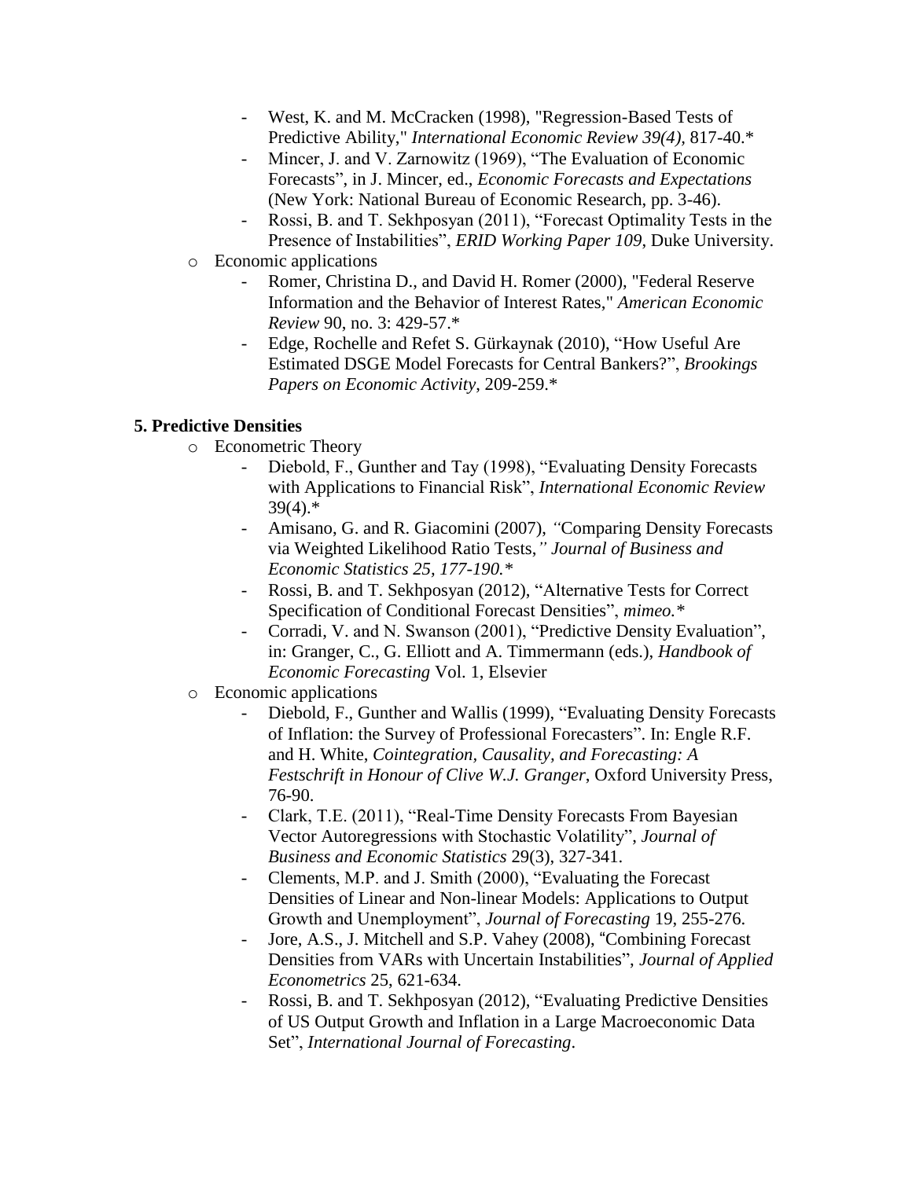- West, K. and M. McCracken (1998), "Regression-Based Tests of Predictive Ability," *International Economic Review 39(4)*, 817-40.*
- Mincer, J. and V. Zarnowitz (1969), "The Evaluation of Economic Forecasts", in J. Mincer, ed., *Economic Forecasts and Expectations* (New York: National Bureau of Economic Research, pp. 3-46).
- Rossi, B. and T. Sekhposyan (2011), "Forecast Optimality Tests in the Presence of Instabilities", *ERID Working Paper 109*, Duke University.

- Economic applications
  - Romer, Christina D., and David H. Romer (2000), "Federal Reserve Information and the Behavior of Interest Rates," *American Economic Review* 90, no. 3: 429-57.*
  - Edge, Rochelle and Refet S. Gürkaynak (2010), "How Useful Are Estimated DSGE Model Forecasts for Central Bankers?", *Brookings Papers on Economic Activity*, 209-259.*

**5. Predictive Densities**

- Econometric Theory
  - Diebold, F., Gunther and Tay (1998), "Evaluating Density Forecasts with Applications to Financial Risk", *International Economic Review* 39(4).*
  - Amisano, G. and R. Giacomini (2007), *"*Comparing Density Forecasts via Weighted Likelihood Ratio Tests,*" Journal of Business and Economic Statistics 25, 177-190.**
  - Rossi, B. and T. Sekhposyan (2012), "Alternative Tests for Correct Specification of Conditional Forecast Densities", *mimeo.**
  - Corradi, V. and N. Swanson (2001), "Predictive Density Evaluation", in: Granger, C., G. Elliott and A. Timmermann (eds.), *Handbook of Economic Forecasting* Vol. 1, Elsevier
- Economic applications
  - Diebold, F., Gunther and Wallis (1999), "Evaluating Density Forecasts of Inflation: the Survey of Professional Forecasters". In: Engle R.F. and H. White, *Cointegration, Causality, and Forecasting: A Festschrift in Honour of Clive W.J. Granger*, Oxford University Press, 76-90.
  - Clark, T.E. (2011), "Real-Time Density Forecasts From Bayesian Vector Autoregressions with Stochastic Volatility", *Journal of Business and Economic Statistics* 29(3), 327-341.
  - Clements, M.P. and J. Smith (2000), "Evaluating the Forecast Densities of Linear and Non-linear Models: Applications to Output Growth and Unemployment", *Journal of Forecasting* 19, 255-276.
  - Jore, A.S., J. Mitchell and S.P. Vahey (2008), "Combining Forecast Densities from VARs with Uncertain Instabilities", *Journal of Applied Econometrics* 25, 621-634.
  - Rossi, B. and T. Sekhposyan (2012), "Evaluating Predictive Densities of US Output Growth and Inflation in a Large Macroeconomic Data Set", *International Journal of Forecasting*.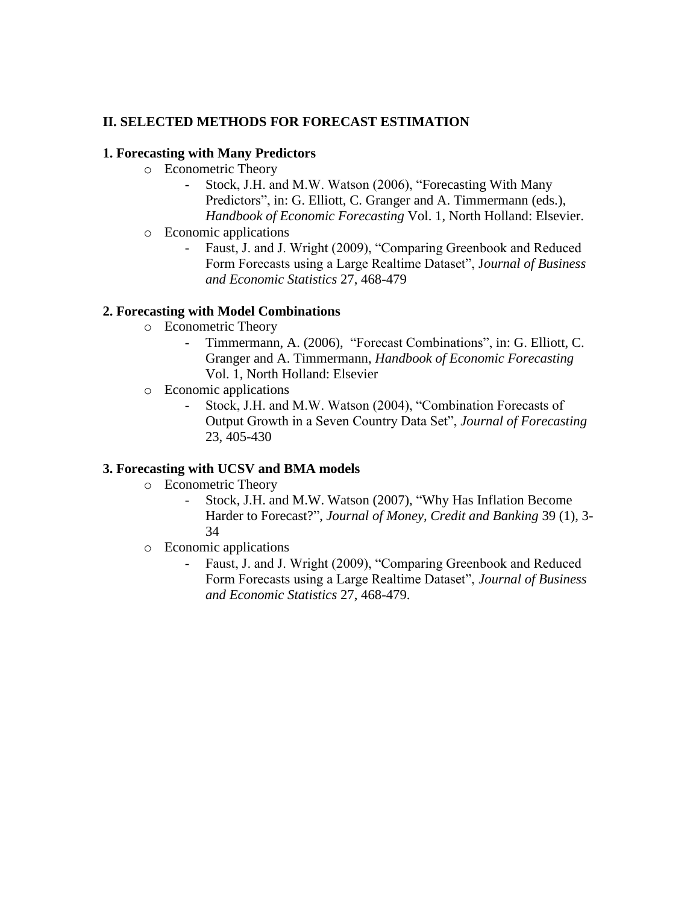## II. SELECTED METHODS FOR FORECAST ESTIMATION

### 1. Forecasting with Many Predictors

- Econometric Theory
  - Stock, J.H. and M.W. Watson (2006), “Forecasting With Many Predictors”, in: G. Elliott, C. Granger and A. Timmermann (eds.), *Handbook of Economic Forecasting* Vol. 1, North Holland: Elsevier.
- Economic applications
  - Faust, J. and J. Wright (2009), “Comparing Greenbook and Reduced Form Forecasts using a Large Realtime Dataset”, J*ournal of Business and Economic Statistics* 27, 468-479

### 2. Forecasting with Model Combinations

- Econometric Theory
  - Timmermann, A. (2006), “Forecast Combinations”, in: G. Elliott, C. Granger and A. Timmermann, *Handbook of Economic Forecasting* Vol. 1, North Holland: Elsevier
- Economic applications
  - Stock, J.H. and M.W. Watson (2004), “Combination Forecasts of Output Growth in a Seven Country Data Set”, *Journal of Forecasting* 23, 405-430

### 3. Forecasting with UCSV and BMA models

- Econometric Theory
  - Stock, J.H. and M.W. Watson (2007), “Why Has Inflation Become Harder to Forecast?”, *Journal of Money, Credit and Banking* 39 (1), 3-34
- Economic applications
  - Faust, J. and J. Wright (2009), “Comparing Greenbook and Reduced Form Forecasts using a Large Realtime Dataset”, *Journal of Business and Economic Statistics* 27, 468-479.